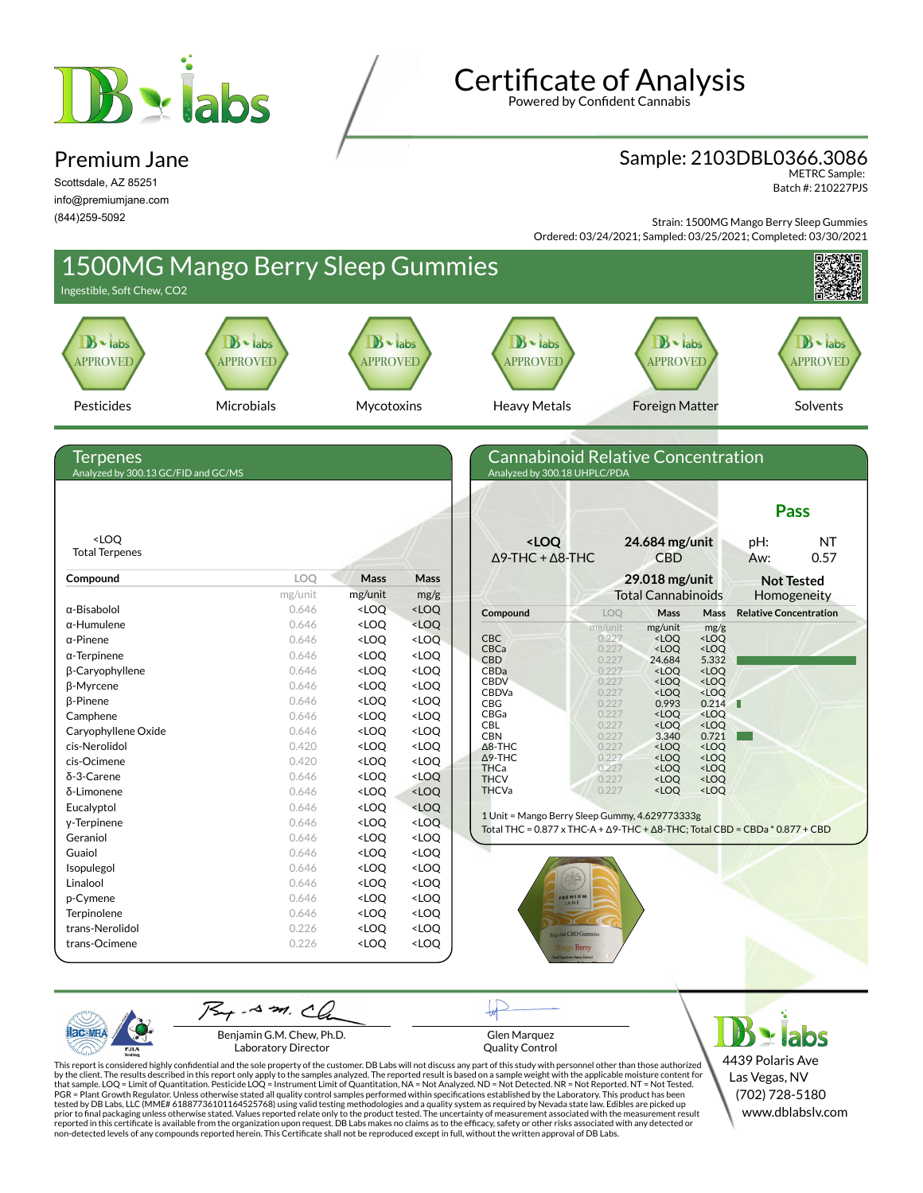# Certificate of Analysis

Powered by Confident Cannabis

## Premium Jane

Scottsdale, AZ 85251
info@premiumjane.com
(844)259-5092

**Sample: 2103DBL0366.3086**
METRC Sample:
Batch #: 210227PJS

Strain: 1500MG Mango Berry Sleep Gummies
Ordered: 03/24/2021; Sampled: 03/25/2021; Completed: 03/30/2021

# 1500MG Mango Berry Sleep Gummies

Ingestible, Soft Chew, CO2

| Pesticides | Microbials | Mycotoxins | Heavy Metals | Foreign Matter | Solvents |
|---|---|---|---|---|---|
| APPROVED | APPROVED | APPROVED | APPROVED | APPROVED | APPROVED |

## Terpenes

Analyzed by 300.13 GC/FID and GC/MS

<LOQ
Total Terpenes

| Compound | LOQ mg/unit | Mass mg/unit | Mass mg/g |
|---|---|---|---|
| α-Bisabolol | 0.646 | <LOQ | <LOQ |
| α-Humulene | 0.646 | <LOQ | <LOQ |
| α-Pinene | 0.646 | <LOQ | <LOQ |
| α-Terpinene | 0.646 | <LOQ | <LOQ |
| β-Caryophyllene | 0.646 | <LOQ | <LOQ |
| β-Myrcene | 0.646 | <LOQ | <LOQ |
| β-Pinene | 0.646 | <LOQ | <LOQ |
| Camphene | 0.646 | <LOQ | <LOQ |
| Caryophyllene Oxide | 0.646 | <LOQ | <LOQ |
| cis-Nerolidol | 0.420 | <LOQ | <LOQ |
| cis-Ocimene | 0.420 | <LOQ | <LOQ |
| δ-3-Carene | 0.646 | <LOQ | <LOQ |
| δ-Limonene | 0.646 | <LOQ | <LOQ |
| Eucalyptol | 0.646 | <LOQ | <LOQ |
| γ-Terpinene | 0.646 | <LOQ | <LOQ |
| Geraniol | 0.646 | <LOQ | <LOQ |
| Guaiol | 0.646 | <LOQ | <LOQ |
| Isopulegol | 0.646 | <LOQ | <LOQ |
| Linalool | 0.646 | <LOQ | <LOQ |
| p-Cymene | 0.646 | <LOQ | <LOQ |
| Terpinolene | 0.646 | <LOQ | <LOQ |
| trans-Nerolidol | 0.226 | <LOQ | <LOQ |
| trans-Ocimene | 0.226 | <LOQ | <LOQ |

## Cannabinoid Relative Concentration

Analyzed by 300.18 UHPLC/PDA

**Pass**

| **<LOQ** | **24.684 mg/unit** | pH: NT |
|---|---|---|
| Δ9-THC + Δ8-THC | CBD | Aw: 0.57 |
| | **29.018 mg/unit** Total Cannabinoids | **Not Tested** Homogeneity |

| Compound | LOQ mg/unit | Mass mg/unit | Mass mg/g | Relative Concentration |
|---|---|---|---|---|
| CBC | 0.227 | <LOQ | <LOQ | |
| CBCa | 0.227 | <LOQ | <LOQ | |
| CBD | 0.227 | 24.684 | 5.332 | |
| CBDa | 0.227 | <LOQ | <LOQ | |
| CBDV | 0.227 | <LOQ | <LOQ | |
| CBDVa | 0.227 | <LOQ | <LOQ | |
| CBG | 0.227 | 0.993 | 0.214 | |
| CBGa | 0.227 | <LOQ | <LOQ | |
| CBL | 0.227 | <LOQ | <LOQ | |
| CBN | 0.227 | 3.340 | 0.721 | |
| Δ8-THC | 0.227 | <LOQ | <LOQ | |
| Δ9-THC | 0.227 | <LOQ | <LOQ | |
| THCa | 0.227 | <LOQ | <LOQ | |
| THCV | 0.227 | <LOQ | <LOQ | |
| THCVa | 0.227 | <LOQ | <LOQ | |

1 Unit = Mango Berry Sleep Gummy, 4.629773333g
Total THC = 0.877 x THC-A + Δ9-THC + Δ8-THC; Total CBD = CBDa * 0.877 + CBD

Benjamin G.M. Chew, Ph.D.
Laboratory Director

Glen Marquez
Quality Control

DB Labs
4439 Polaris Ave
Las Vegas, NV
(702) 728-5180
www.dblabslv.com

This report is considered highly confidential and the sole property of the customer. DB Labs will not discuss any part of this study with personnel other than those authorized by the client. The results described in this report only apply to the samples analyzed. The reported result is based on a sample weight with the applicable moisture content for that sample. LOQ = Limit of Quantitation. Pesticide LOQ = Instrument Limit of Quantitation, NA = Not Analyzed. ND = Not Detected. NR = Not Reported. NT = Not Tested. PGR = Plant Growth Regulator. Unless otherwise stated all quality control samples performed within specifications established by the Laboratory. This product has been tested by DB Labs, LLC (MME# 61887736101164525768) using valid testing methodologies and a quality system as required by Nevada state law. Edibles are picked up prior to final packaging unless otherwise stated. Values reported relate only to the product tested. The uncertainty of measurement associated with the measurement result reported in this certificate is available from the organization upon request. DB Labs makes no claims as to the efficacy, safety or other risks associated with any detected or non-detected levels of any compounds reported herein. This Certificate shall not be reproduced except in full, without the written approval of DB Labs.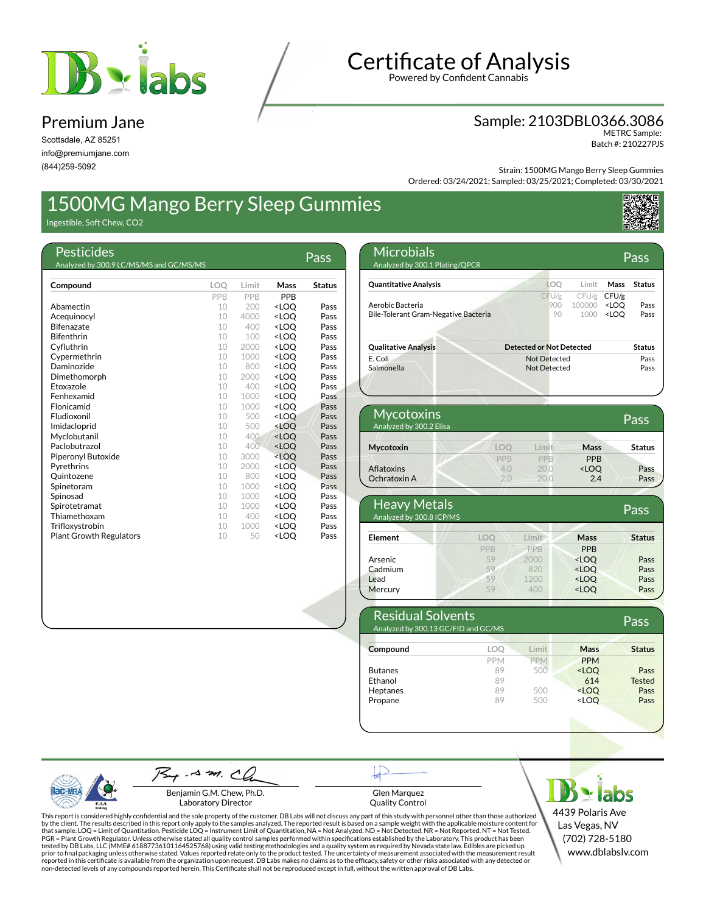# Certificate of Analysis

Powered by Confident Cannabis

## Premium Jane

Scottsdale, AZ 85251
info@premiumjane.com
(844)259-5092

## Sample: 2103DBL0366.3086

METRC Sample:
Batch #: 210227PJS

Strain: 1500MG Mango Berry Sleep Gummies
Ordered: 03/24/2021; Sampled: 03/25/2021; Completed: 03/30/2021

# 1500MG Mango Berry Sleep Gummies

Ingestible, Soft Chew, CO2

## Pesticides — Pass

Analyzed by 300.9 LC/MS/MS and GC/MS/MS

| Compound | LOQ | Limit | Mass | Status |
|---|---|---|---|---|
| | PPB | PPB | PPB | |
| Abamectin | 10 | 200 | <LOQ | Pass |
| Acequinocyl | 10 | 4000 | <LOQ | Pass |
| Bifenazate | 10 | 400 | <LOQ | Pass |
| Bifenthrin | 10 | 100 | <LOQ | Pass |
| Cyfluthrin | 10 | 2000 | <LOQ | Pass |
| Cypermethrin | 10 | 1000 | <LOQ | Pass |
| Daminozide | 10 | 800 | <LOQ | Pass |
| Dimethomorph | 10 | 2000 | <LOQ | Pass |
| Etoxazole | 10 | 400 | <LOQ | Pass |
| Fenhexamid | 10 | 1000 | <LOQ | Pass |
| Flonicamid | 10 | 1000 | <LOQ | Pass |
| Fludioxonil | 10 | 500 | <LOQ | Pass |
| Imidacloprid | 10 | 500 | <LOQ | Pass |
| Myclobutanil | 10 | 400 | <LOQ | Pass |
| Paclobutrazol | 10 | 400 | <LOQ | Pass |
| Piperonyl Butoxide | 10 | 3000 | <LOQ | Pass |
| Pyrethrins | 10 | 2000 | <LOQ | Pass |
| Quintozene | 10 | 800 | <LOQ | Pass |
| Spinetoram | 10 | 1000 | <LOQ | Pass |
| Spinosad | 10 | 1000 | <LOQ | Pass |
| Spirotetramat | 10 | 1000 | <LOQ | Pass |
| Thiamethoxam | 10 | 400 | <LOQ | Pass |
| Trifloxystrobin | 10 | 1000 | <LOQ | Pass |
| Plant Growth Regulators | 10 | 50 | <LOQ | Pass |

## Microbials — Pass

Analyzed by 300.1 Plating/QPCR

| Quantitative Analysis | LOQ | Limit | Mass | Status |
|---|---|---|---|---|
| | CFU/g | CFU/g | CFU/g | |
| Aerobic Bacteria | 900 | 100000 | <LOQ | Pass |
| Bile-Tolerant Gram-Negative Bacteria | 90 | 1000 | <LOQ | Pass |

| Qualitative Analysis | Detected or Not Detected | Status |
|---|---|---|
| E. Coli | Not Detected | Pass |
| Salmonella | Not Detected | Pass |

## Mycotoxins — Pass

Analyzed by 300.2 Elisa

| Mycotoxin | LOQ | Limit | Mass | Status |
|---|---|---|---|---|
| | PPB | PPB | PPB | |
| Aflatoxins | 4.0 | 20.0 | <LOQ | Pass |
| Ochratoxin A | 2.0 | 20.0 | 2.4 | Pass |

## Heavy Metals — Pass

Analyzed by 300.8 ICP/MS

| Element | LOQ | Limit | Mass | Status |
|---|---|---|---|---|
| | PPB | PPB | PPB | |
| Arsenic | 59 | 2000 | <LOQ | Pass |
| Cadmium | 59 | 820 | <LOQ | Pass |
| Lead | 59 | 1200 | <LOQ | Pass |
| Mercury | 59 | 400 | <LOQ | Pass |

## Residual Solvents — Pass

Analyzed by 300.13 GC/FID and GC/MS

| Compound | LOQ | Limit | Mass | Status |
|---|---|---|---|---|
| | PPM | PPM | PPM | |
| Butanes | 89 | 500 | <LOQ | Pass |
| Ethanol | 89 | | 614 | Tested |
| Heptanes | 89 | 500 | <LOQ | Pass |
| Propane | 89 | 500 | <LOQ | Pass |

Benjamin G.M. Chew, Ph.D.
Laboratory Director

Glen Marquez
Quality Control

This report is considered highly confidential and the sole property of the customer. DB Labs will not discuss any part of this study with personnel other than those authorized by the client. The results described in this report only apply to the samples analyzed. The reported result is based on a sample weight with the applicable moisture content for that sample. LOQ = Limit of Quantitation. Pesticide LOQ = Instrument Limit of Quantitation, NA = Not Analyzed. ND = Not Detected. NR = Not Reported. NT = Not Tested. PGR = Plant Growth Regulator. Unless otherwise stated all quality control samples performed within specifications established by the Laboratory. This product has been tested by DB Labs, LLC (MME# 61887736101164525768) using valid testing methodologies and a quality system as required by Nevada state law. Edibles are picked up prior to final packaging unless otherwise stated. Values reported relate only to the product tested. The uncertainty of measurement associated with the measurement result reported in this certificate is available from the organization upon request. DB Labs makes no claims as to the efficacy, safety or other risks associated with any detected or non-detected levels of any compounds reported herein. This Certificate shall not be reproduced except in full, without the written approval of DB Labs.

4439 Polaris Ave
Las Vegas, NV
(702) 728-5180
www.dblabslv.com